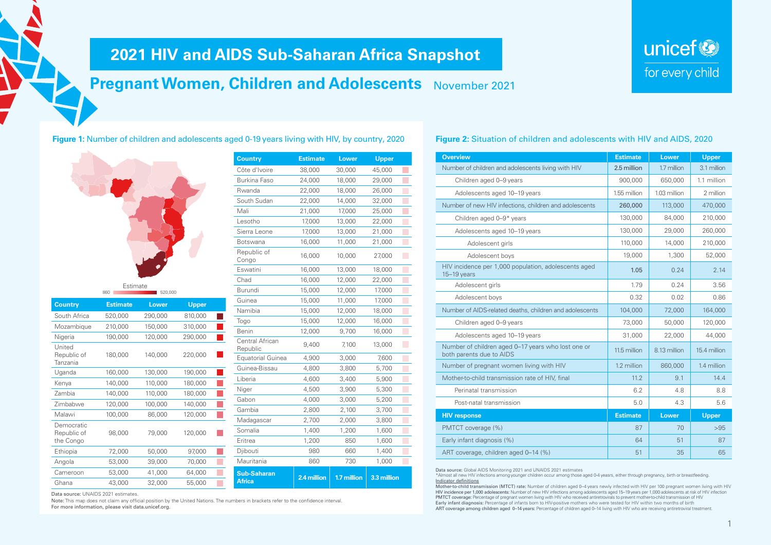# 2021 HIV and AIDS Sub-Saharan Africa Snapshot

## Pregnant Women, Children and Adolescents

November 2021

unicef for every child

### Figure 1: Number of children and adolescents aged 0-19 years living with HIV, by country, 2020

Estimate
860 — 520,000

| Country | Estimate | Lower | Upper |
|---|---|---|---|
| South Africa | 520,000 | 290,000 | 810,000 |
| Mozambique | 210,000 | 150,000 | 310,000 |
| Nigeria | 190,000 | 120,000 | 290,000 |
| United Republic of Tanzania | 180,000 | 140,000 | 220,000 |
| Uganda | 160,000 | 130,000 | 190,000 |
| Kenya | 140,000 | 110,000 | 180,000 |
| Zambia | 140,000 | 110,000 | 180,000 |
| Zimbabwe | 120,000 | 100,000 | 140,000 |
| Malawi | 100,000 | 86,000 | 120,000 |
| Democratic Republic of the Congo | 98,000 | 79,000 | 120,000 |
| Ethiopia | 72,000 | 50,000 | 97,000 |
| Angola | 53,000 | 39,000 | 70,000 |
| Cameroon | 53,000 | 41,000 | 64,000 |
| Ghana | 43,000 | 32,000 | 55,000 |
| Côte d'Ivoire | 38,000 | 30,000 | 45,000 |
| Burkina Faso | 24,000 | 18,000 | 29,000 |
| Rwanda | 22,000 | 18,000 | 26,000 |
| South Sudan | 22,000 | 14,000 | 32,000 |
| Mali | 21,000 | 17,000 | 25,000 |
| Lesotho | 17,000 | 13,000 | 22,000 |
| Sierra Leone | 17,000 | 13,000 | 21,000 |
| Botswana | 16,000 | 11,000 | 21,000 |
| Republic of Congo | 16,000 | 10,000 | 27,000 |
| Eswatini | 16,000 | 13,000 | 18,000 |
| Chad | 16,000 | 12,000 | 22,000 |
| Burundi | 15,000 | 12,000 | 17,000 |
| Guinea | 15,000 | 11,000 | 17,000 |
| Namibia | 15,000 | 12,000 | 18,000 |
| Togo | 15,000 | 12,000 | 16,000 |
| Benin | 12,000 | 9,700 | 16,000 |
| Central African Republic | 9,400 | 7,100 | 13,000 |
| Equatorial Guinea | 4,900 | 3,000 | 7,600 |
| Guinea-Bissau | 4,800 | 3,800 | 5,700 |
| Liberia | 4,600 | 3,400 | 5,900 |
| Niger | 4,500 | 3,900 | 5,300 |
| Gabon | 4,000 | 3,000 | 5,200 |
| Gambia | 2,800 | 2,100 | 3,700 |
| Madagascar | 2,700 | 2,000 | 3,800 |
| Somalia | 1,400 | 1,200 | 1,600 |
| Eritrea | 1,200 | 850 | 1,600 |
| Djibouti | 980 | 660 | 1,400 |
| Mauritania | 860 | 730 | 1,000 |
| **Sub-Saharan Africa** | **2.4 million** | **1.7 million** | **3.3 million** |

Data source: UNAIDS 2021 estimates.

Note: This map does not claim any official position by the United Nations. The numbers in brackets refer to the confidence interval.
For more information, please visit data.unicef.org.

### Figure 2: Situation of children and adolescents with HIV and AIDS, 2020

| Overview | Estimate | Lower | Upper |
|---|---|---|---|
| Number of children and adolescents living with HIV | 2.5 million | 1.7 million | 3.1 million |
| Children aged 0–9 years | 900,000 | 650,000 | 1.1 million |
| Adolescents aged 10–19 years | 1.55 million | 1.03 million | 2 million |
| Number of new HIV infections, children and adolescents | 260,000 | 113,000 | 470,000 |
| Children aged 0–9* years | 130,000 | 84,000 | 210,000 |
| Adolescents aged 10–19 years | 130,000 | 29,000 | 260,000 |
| Adolescent girls | 110,000 | 14,000 | 210,000 |
| Adolescent boys | 19,000 | 1,300 | 52,000 |
| HIV incidence per 1,000 population, adolescents aged 15–19 years | 1.05 | 0.24 | 2.14 |
| Adolescent girls | 1.79 | 0.24 | 3.56 |
| Adolescent boys | 0.32 | 0.02 | 0.86 |
| Number of AIDS-related deaths, children and adolescents | 104,000 | 72,000 | 164,000 |
| Children aged 0–9 years | 73,000 | 50,000 | 120,000 |
| Adolescents aged 10–19 years | 31,000 | 22,000 | 44,000 |
| Number of children aged 0–17 years who lost one or both parents due to AIDS | 11.5 million | 8.13 million | 15.4 million |
| Number of pregnant women living with HIV | 1.2 million | 860,000 | 1.4 million |
| Mother-to-child transmission rate of HIV, final | 11.2 | 9.1 | 14.4 |
| Perinatal transmission | 6.2 | 4.8 | 8.8 |
| Post-natal transmission | 5.0 | 4.3 | 5.6 |
| **HIV response** | **Estimate** | **Lower** | **Upper** |
| PMTCT coverage (%) | 87 | 70 | >95 |
| Early infant diagnosis (%) | 64 | 51 | 87 |
| ART coverage, children aged 0–14 (%) | 51 | 35 | 65 |

Data source: Global AIDS Monitoring 2021 and UNAIDS 2021 estimates
*Almost all new HIV infections among younger children occur among those aged 0-4 yeasrs, either through pregnancy, birth or breastfeeding.

Indicator definitions

**Mother-to-child transmission (MTCT) rate:** Number of children aged 0–4 years newly infected with HIV per 100 pregnant women living with HIV
**HIV incidence per 1,000 adolescents:** Number of new HIV infections among adolescents aged 15–19 years per 1,000 adolescents at risk of HIV infection
**PMTCT coverage:** Percentage of pregnant women living with HIV who received antiretrovirals to prevent mother-to-child transmission of HIV
**Early infant diagnosis:** Percentage of infants born to HIV-positive mothers who were tested for HIV within two months of birth
**ART coverage among children aged 0–14 years:** Percentage of children aged 0–14 living with HIV who are receiving antiretroviral treatment.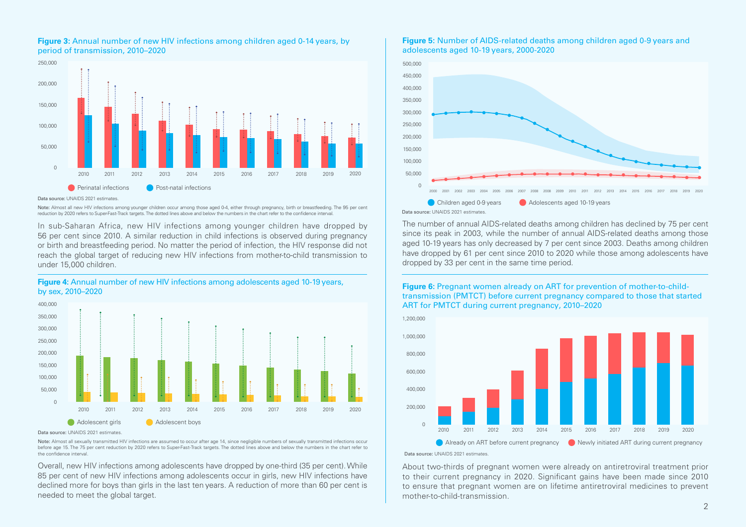**Figure 3:** Annual number of new HIV infections among children aged 0-14 years, by period of transmission, 2010–2020

Data source: UNAIDS 2021 estimates.

Note: Almost all new HIV infections among younger children occur among those aged 0-4, either through pregnancy, birth or breastfeeding. The 95 per cent reduction by 2020 refers to Super-Fast-Track targets. The dotted lines above and below the numbers in the chart refer to the confidence interval.

In sub-Saharan Africa, new HIV infections among younger children have dropped by 56 per cent since 2010. A similar reduction in child infections is observed during pregnancy or birth and breastfeeding period. No matter the period of infection, the HIV response did not reach the global target of reducing new HIV infections from mother-to-child transmission to under 15,000 children.

**Figure 4:** Annual number of new HIV infections among adolescents aged 10-19 years, by sex, 2010–2020

Data source: UNAIDS 2021 estimates.

Note: Almost all sexually transmitted HIV infections are assumed to occur after age 14, since negligible numbers of sexually transmitted infections occur before age 15. The 75 per cent reduction by 2020 refers to Super-Fast-Track targets. The dotted lines above and below the numbers in the chart refer to the confidence interval.

Overall, new HIV infections among adolescents have dropped by one-third (35 per cent). While 85 per cent of new HIV infections among adolescents occur in girls, new HIV infections have declined more for boys than girls in the last ten years. A reduction of more than 60 per cent is needed to meet the global target.

**Figure 5:** Number of AIDS-related deaths among children aged 0-9 years and adolescents aged 10-19 years, 2000-2020

Data source: UNAIDS 2021 estimates.

The number of annual AIDS-related deaths among children has declined by 75 per cent since its peak in 2003, while the number of annual AIDS-related deaths among those aged 10-19 years has only decreased by 7 per cent since 2003. Deaths among children have dropped by 61 per cent since 2010 to 2020 while those among adolescents have dropped by 33 per cent in the same time period.

**Figure 6:** Pregnant women already on ART for prevention of mother-to-child-transmission (PMTCT) before current pregnancy compared to those that started ART for PMTCT during current pregnancy, 2010–2020

Data source: UNAIDS 2021 estimates.

About two-thirds of pregnant women were already on antiretroviral treatment prior to their current pregnancy in 2020. Significant gains have been made since 2010 to ensure that pregnant women are on lifetime antiretroviral medicines to prevent mother-to-child-transmission.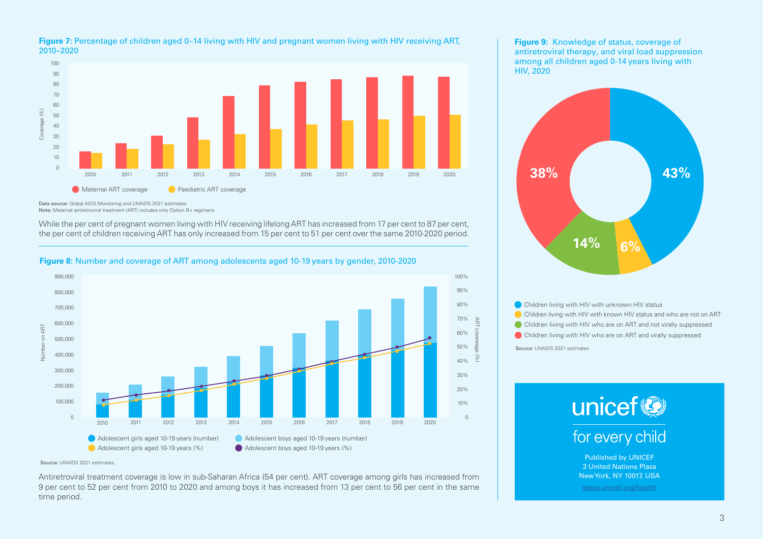**Figure 7:** Percentage of children aged 0–14 living with HIV and pregnant women living with HIV receiving ART, 2010–2020

Coverage (%)

100
90
80
70
60
50
40
30
20
10
0

2010 2011 2012 2013 2014 2015 2016 2017 2018 2019 2020

Maternal ART coverage
Paediatric ART coverage

**Data source:** Global AIDS Monitoring and UNAIDS 2021 estimates
**Note:** Maternal antiretroviral treatment (ART) includes only Option B+ regimens

While the per cent of pregnant women living with HIV receiving lifelong ART has increased from 17 per cent to 87 per cent, the per cent of children receiving ART has only increased from 15 per cent to 51 per cent over the same 2010-2020 period.

**Figure 8:** Number and coverage of ART among adolescents aged 10-19 years by gender, 2010-2020

Number on ART

900,000
800,000
700,000
600,000
500,000
400,000
300,000
200,000
100,000
0

ART coverage (%)

100%
90%
80%
70%
60%
50%
40%
30%
20%
10%
0

2010 2011 2012 2013 2014 2015 2016 2017 2018 2019 2020

Adolescent girls aged 10-19 years (number)
Adolescent boys aged 10-19 years (number)
Adolescent girls aged 10-19 years (%)
Adolescent boys aged 10-19 years (%)

**Source:** UNAIDS 2021 estimates.

Antiretroviral treatment coverage is low in sub-Saharan Africa (54 per cent). ART coverage among girls has increased from 9 per cent to 52 per cent from 2010 to 2020 and among boys it has increased from 13 per cent to 56 per cent in the same time period.

**Figure 9:** Knowledge of status, coverage of antiretroviral therapy, and viral load suppression among all children aged 0-14 years living with HIV, 2020

43%
6%
14%
38%

Children living with HIV with unknown HIV status
Children living with HIV with known HIV status and who are not on ART
Children living with HIV who are on ART and not virally suppressed
Children living with HIV who are on ART and virally suppressed

**Source:** UNAIDS 2021 estimates

unicef
for every child

Published by UNICEF
3 United Nations Plaza
New York, NY 10017, USA
www.unicef.org/health